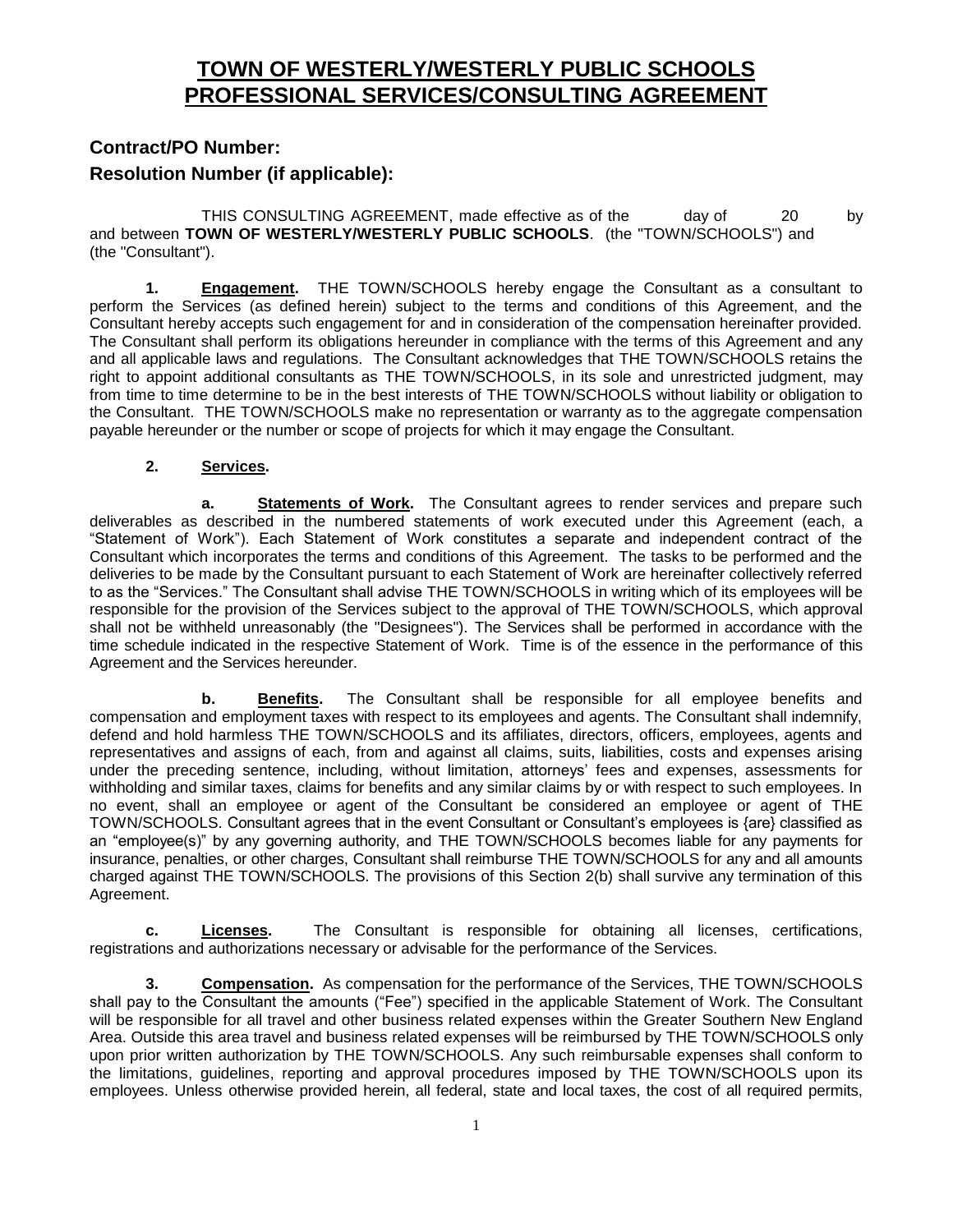# TOWN OF WESTERLY/WESTERLY PUBLIC SCHOOLS PROFESSIONAL SERVICES/CONSULTING AGREEMENT

## Contract/PO Number:

## Resolution Number (if applicable):

THIS CONSULTING AGREEMENT, made effective as of the day of 20 by and between **TOWN OF WESTERLY/WESTERLY PUBLIC SCHOOLS**. (the "TOWN/SCHOOLS") and (the "Consultant").

**1. Engagement.** THE TOWN/SCHOOLS hereby engage the Consultant as a consultant to perform the Services (as defined herein) subject to the terms and conditions of this Agreement, and the Consultant hereby accepts such engagement for and in consideration of the compensation hereinafter provided. The Consultant shall perform its obligations hereunder in compliance with the terms of this Agreement and any and all applicable laws and regulations. The Consultant acknowledges that THE TOWN/SCHOOLS retains the right to appoint additional consultants as THE TOWN/SCHOOLS, in its sole and unrestricted judgment, may from time to time determine to be in the best interests of THE TOWN/SCHOOLS without liability or obligation to the Consultant. THE TOWN/SCHOOLS make no representation or warranty as to the aggregate compensation payable hereunder or the number or scope of projects for which it may engage the Consultant.

**2. Services.**

**a. Statements of Work.** The Consultant agrees to render services and prepare such deliverables as described in the numbered statements of work executed under this Agreement (each, a "Statement of Work"). Each Statement of Work constitutes a separate and independent contract of the Consultant which incorporates the terms and conditions of this Agreement. The tasks to be performed and the deliveries to be made by the Consultant pursuant to each Statement of Work are hereinafter collectively referred to as the "Services." The Consultant shall advise THE TOWN/SCHOOLS in writing which of its employees will be responsible for the provision of the Services subject to the approval of THE TOWN/SCHOOLS, which approval shall not be withheld unreasonably (the "Designees"). The Services shall be performed in accordance with the time schedule indicated in the respective Statement of Work. Time is of the essence in the performance of this Agreement and the Services hereunder.

**b. Benefits.** The Consultant shall be responsible for all employee benefits and compensation and employment taxes with respect to its employees and agents. The Consultant shall indemnify, defend and hold harmless THE TOWN/SCHOOLS and its affiliates, directors, officers, employees, agents and representatives and assigns of each, from and against all claims, suits, liabilities, costs and expenses arising under the preceding sentence, including, without limitation, attorneys' fees and expenses, assessments for withholding and similar taxes, claims for benefits and any similar claims by or with respect to such employees. In no event, shall an employee or agent of the Consultant be considered an employee or agent of THE TOWN/SCHOOLS. Consultant agrees that in the event Consultant or Consultant's employees is {are} classified as an "employee(s)" by any governing authority, and THE TOWN/SCHOOLS becomes liable for any payments for insurance, penalties, or other charges, Consultant shall reimburse THE TOWN/SCHOOLS for any and all amounts charged against THE TOWN/SCHOOLS. The provisions of this Section 2(b) shall survive any termination of this Agreement.

**c. Licenses.** The Consultant is responsible for obtaining all licenses, certifications, registrations and authorizations necessary or advisable for the performance of the Services.

**3. Compensation.** As compensation for the performance of the Services, THE TOWN/SCHOOLS shall pay to the Consultant the amounts ("Fee") specified in the applicable Statement of Work. The Consultant will be responsible for all travel and other business related expenses within the Greater Southern New England Area. Outside this area travel and business related expenses will be reimbursed by THE TOWN/SCHOOLS only upon prior written authorization by THE TOWN/SCHOOLS. Any such reimbursable expenses shall conform to the limitations, guidelines, reporting and approval procedures imposed by THE TOWN/SCHOOLS upon its employees. Unless otherwise provided herein, all federal, state and local taxes, the cost of all required permits,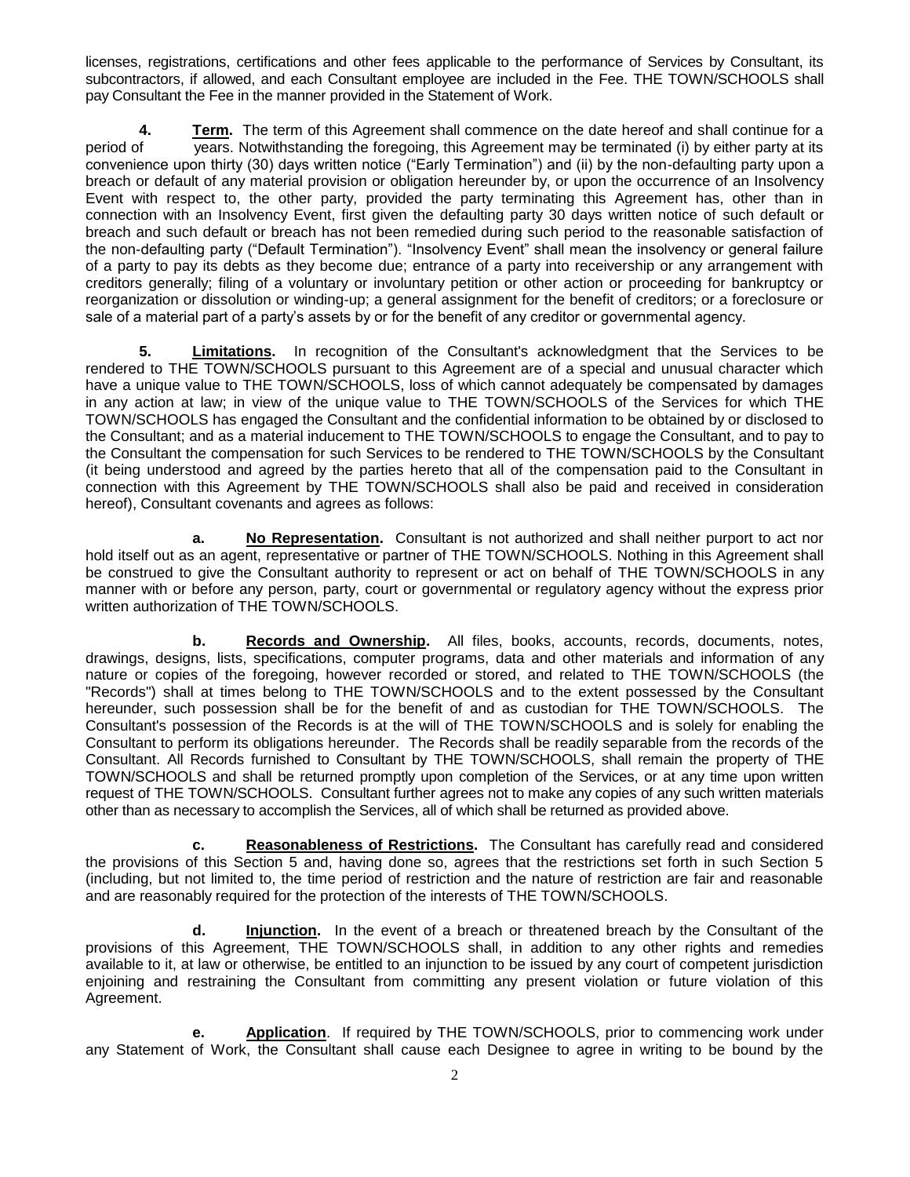licenses, registrations, certifications and other fees applicable to the performance of Services by Consultant, its subcontractors, if allowed, and each Consultant employee are included in the Fee. THE TOWN/SCHOOLS shall pay Consultant the Fee in the manner provided in the Statement of Work.

**4. Term.** The term of this Agreement shall commence on the date hereof and shall continue for a period of years. Notwithstanding the foregoing, this Agreement may be terminated (i) by either party at its convenience upon thirty (30) days written notice ("Early Termination") and (ii) by the non-defaulting party upon a breach or default of any material provision or obligation hereunder by, or upon the occurrence of an Insolvency Event with respect to, the other party, provided the party terminating this Agreement has, other than in connection with an Insolvency Event, first given the defaulting party 30 days written notice of such default or breach and such default or breach has not been remedied during such period to the reasonable satisfaction of the non-defaulting party ("Default Termination"). "Insolvency Event" shall mean the insolvency or general failure of a party to pay its debts as they become due; entrance of a party into receivership or any arrangement with creditors generally; filing of a voluntary or involuntary petition or other action or proceeding for bankruptcy or reorganization or dissolution or winding-up; a general assignment for the benefit of creditors; or a foreclosure or sale of a material part of a party's assets by or for the benefit of any creditor or governmental agency.

**5. Limitations.** In recognition of the Consultant's acknowledgment that the Services to be rendered to THE TOWN/SCHOOLS pursuant to this Agreement are of a special and unusual character which have a unique value to THE TOWN/SCHOOLS, loss of which cannot adequately be compensated by damages in any action at law; in view of the unique value to THE TOWN/SCHOOLS of the Services for which THE TOWN/SCHOOLS has engaged the Consultant and the confidential information to be obtained by or disclosed to the Consultant; and as a material inducement to THE TOWN/SCHOOLS to engage the Consultant, and to pay to the Consultant the compensation for such Services to be rendered to THE TOWN/SCHOOLS by the Consultant (it being understood and agreed by the parties hereto that all of the compensation paid to the Consultant in connection with this Agreement by THE TOWN/SCHOOLS shall also be paid and received in consideration hereof), Consultant covenants and agrees as follows:

**a. No Representation.** Consultant is not authorized and shall neither purport to act nor hold itself out as an agent, representative or partner of THE TOWN/SCHOOLS. Nothing in this Agreement shall be construed to give the Consultant authority to represent or act on behalf of THE TOWN/SCHOOLS in any manner with or before any person, party, court or governmental or regulatory agency without the express prior written authorization of THE TOWN/SCHOOLS.

**b. Records and Ownership.** All files, books, accounts, records, documents, notes, drawings, designs, lists, specifications, computer programs, data and other materials and information of any nature or copies of the foregoing, however recorded or stored, and related to THE TOWN/SCHOOLS (the "Records") shall at times belong to THE TOWN/SCHOOLS and to the extent possessed by the Consultant hereunder, such possession shall be for the benefit of and as custodian for THE TOWN/SCHOOLS. The Consultant's possession of the Records is at the will of THE TOWN/SCHOOLS and is solely for enabling the Consultant to perform its obligations hereunder. The Records shall be readily separable from the records of the Consultant. All Records furnished to Consultant by THE TOWN/SCHOOLS, shall remain the property of THE TOWN/SCHOOLS and shall be returned promptly upon completion of the Services, or at any time upon written request of THE TOWN/SCHOOLS. Consultant further agrees not to make any copies of any such written materials other than as necessary to accomplish the Services, all of which shall be returned as provided above.

**c. Reasonableness of Restrictions.** The Consultant has carefully read and considered the provisions of this Section 5 and, having done so, agrees that the restrictions set forth in such Section 5 (including, but not limited to, the time period of restriction and the nature of restriction are fair and reasonable and are reasonably required for the protection of the interests of THE TOWN/SCHOOLS.

**d. Injunction.** In the event of a breach or threatened breach by the Consultant of the provisions of this Agreement, THE TOWN/SCHOOLS shall, in addition to any other rights and remedies available to it, at law or otherwise, be entitled to an injunction to be issued by any court of competent jurisdiction enjoining and restraining the Consultant from committing any present violation or future violation of this Agreement.

**e. Application**. If required by THE TOWN/SCHOOLS, prior to commencing work under any Statement of Work, the Consultant shall cause each Designee to agree in writing to be bound by the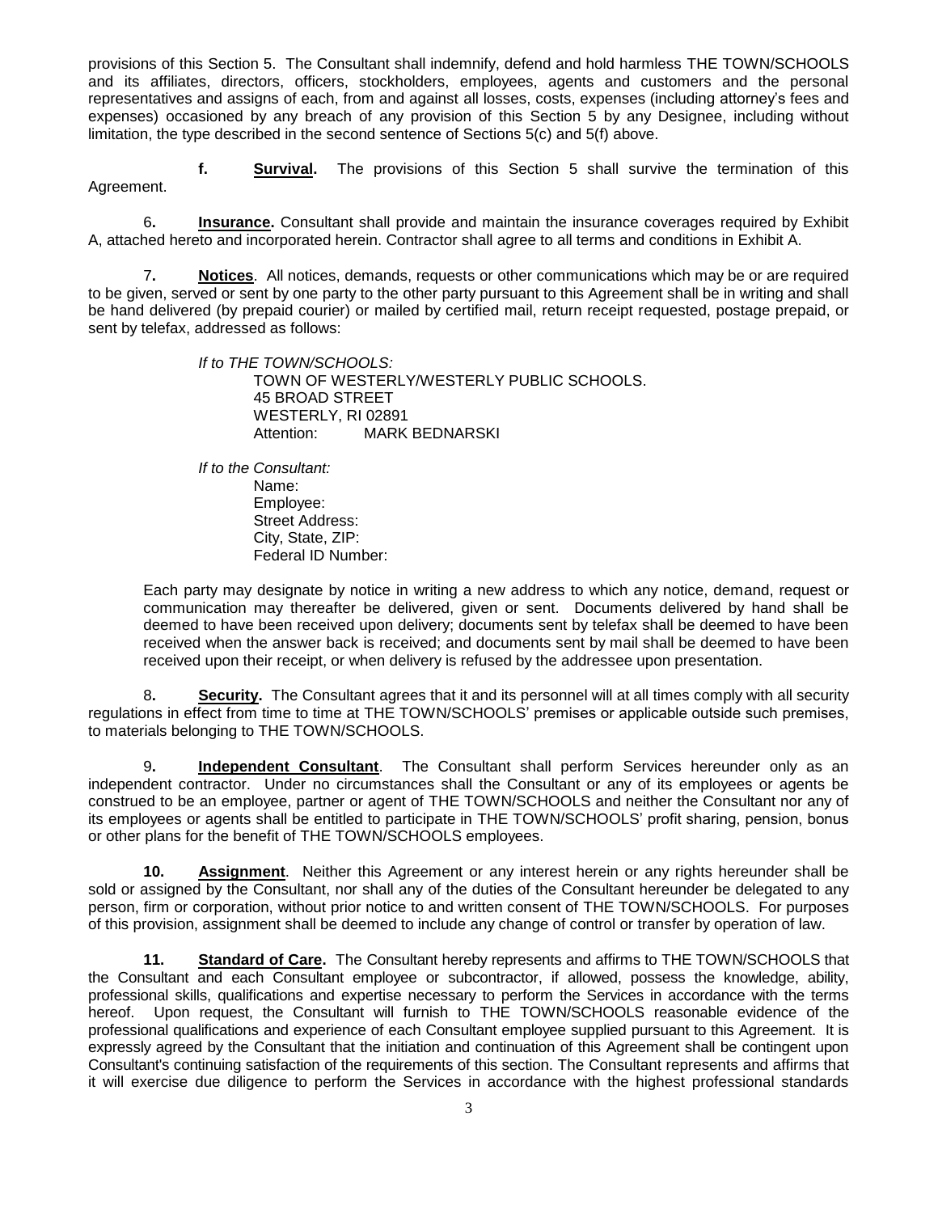provisions of this Section 5. The Consultant shall indemnify, defend and hold harmless THE TOWN/SCHOOLS and its affiliates, directors, officers, stockholders, employees, agents and customers and the personal representatives and assigns of each, from and against all losses, costs, expenses (including attorney's fees and expenses) occasioned by any breach of any provision of this Section 5 by any Designee, including without limitation, the type described in the second sentence of Sections 5(c) and 5(f) above.

**f. Survival.** The provisions of this Section 5 shall survive the termination of this Agreement.

6**. Insurance.** Consultant shall provide and maintain the insurance coverages required by Exhibit A, attached hereto and incorporated herein. Contractor shall agree to all terms and conditions in Exhibit A.

7**. Notices**. All notices, demands, requests or other communications which may be or are required to be given, served or sent by one party to the other party pursuant to this Agreement shall be in writing and shall be hand delivered (by prepaid courier) or mailed by certified mail, return receipt requested, postage prepaid, or sent by telefax, addressed as follows:

*If to THE TOWN/SCHOOLS:*
TOWN OF WESTERLY/WESTERLY PUBLIC SCHOOLS.
45 BROAD STREET
WESTERLY, RI 02891
Attention: MARK BEDNARSKI

*If to the Consultant:*
Name:
Employee:
Street Address:
City, State, ZIP:
Federal ID Number:

Each party may designate by notice in writing a new address to which any notice, demand, request or communication may thereafter be delivered, given or sent. Documents delivered by hand shall be deemed to have been received upon delivery; documents sent by telefax shall be deemed to have been received when the answer back is received; and documents sent by mail shall be deemed to have been received upon their receipt, or when delivery is refused by the addressee upon presentation.

8**. Security.** The Consultant agrees that it and its personnel will at all times comply with all security regulations in effect from time to time at THE TOWN/SCHOOLS' premises or applicable outside such premises, to materials belonging to THE TOWN/SCHOOLS.

9**. Independent Consultant**. The Consultant shall perform Services hereunder only as an independent contractor. Under no circumstances shall the Consultant or any of its employees or agents be construed to be an employee, partner or agent of THE TOWN/SCHOOLS and neither the Consultant nor any of its employees or agents shall be entitled to participate in THE TOWN/SCHOOLS' profit sharing, pension, bonus or other plans for the benefit of THE TOWN/SCHOOLS employees.

**10. Assignment**. Neither this Agreement or any interest herein or any rights hereunder shall be sold or assigned by the Consultant, nor shall any of the duties of the Consultant hereunder be delegated to any person, firm or corporation, without prior notice to and written consent of THE TOWN/SCHOOLS. For purposes of this provision, assignment shall be deemed to include any change of control or transfer by operation of law.

**11. Standard of Care.** The Consultant hereby represents and affirms to THE TOWN/SCHOOLS that the Consultant and each Consultant employee or subcontractor, if allowed, possess the knowledge, ability, professional skills, qualifications and expertise necessary to perform the Services in accordance with the terms hereof. Upon request, the Consultant will furnish to THE TOWN/SCHOOLS reasonable evidence of the professional qualifications and experience of each Consultant employee supplied pursuant to this Agreement. It is expressly agreed by the Consultant that the initiation and continuation of this Agreement shall be contingent upon Consultant's continuing satisfaction of the requirements of this section. The Consultant represents and affirms that it will exercise due diligence to perform the Services in accordance with the highest professional standards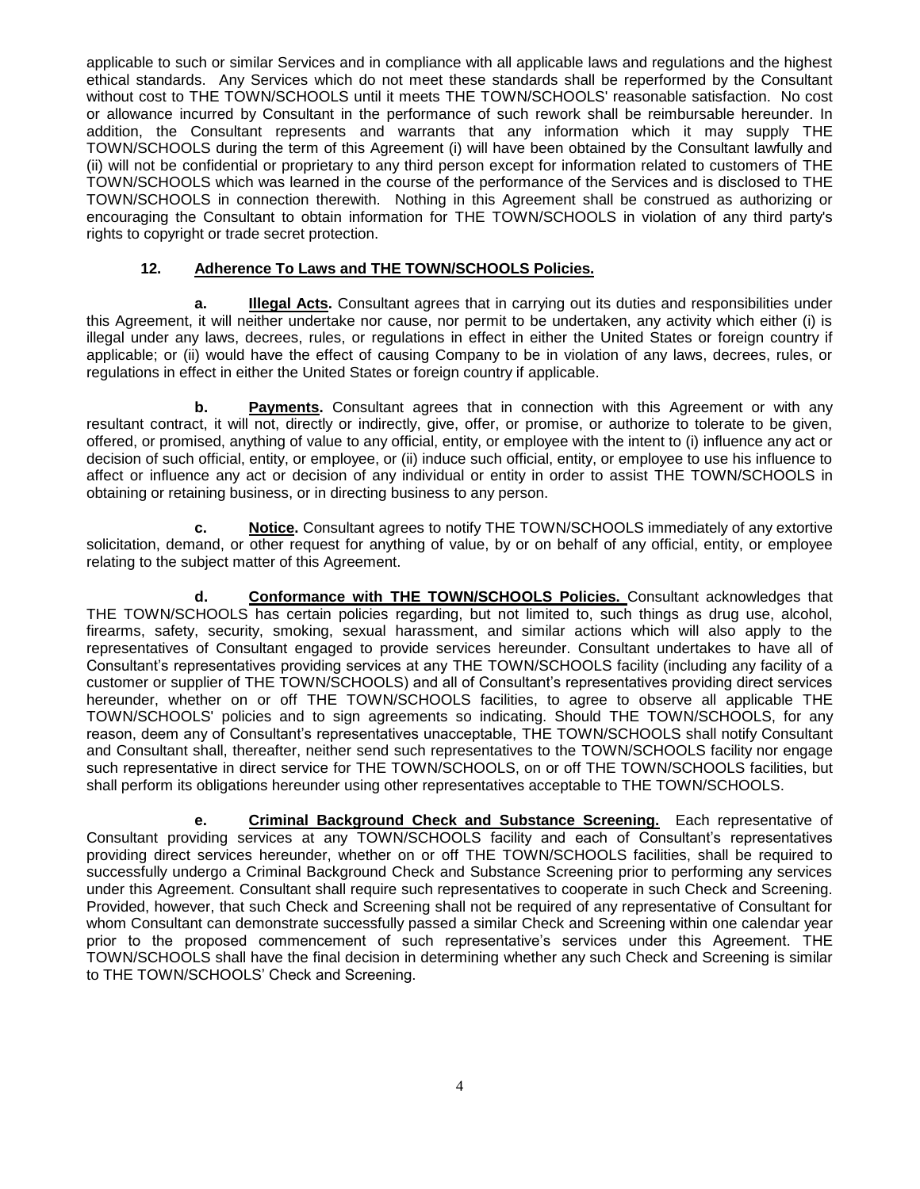applicable to such or similar Services and in compliance with all applicable laws and regulations and the highest ethical standards. Any Services which do not meet these standards shall be reperformed by the Consultant without cost to THE TOWN/SCHOOLS until it meets THE TOWN/SCHOOLS' reasonable satisfaction. No cost or allowance incurred by Consultant in the performance of such rework shall be reimbursable hereunder. In addition, the Consultant represents and warrants that any information which it may supply THE TOWN/SCHOOLS during the term of this Agreement (i) will have been obtained by the Consultant lawfully and (ii) will not be confidential or proprietary to any third person except for information related to customers of THE TOWN/SCHOOLS which was learned in the course of the performance of the Services and is disclosed to THE TOWN/SCHOOLS in connection therewith. Nothing in this Agreement shall be construed as authorizing or encouraging the Consultant to obtain information for THE TOWN/SCHOOLS in violation of any third party's rights to copyright or trade secret protection.

**12. Adherence To Laws and THE TOWN/SCHOOLS Policies.**

**a. Illegal Acts.** Consultant agrees that in carrying out its duties and responsibilities under this Agreement, it will neither undertake nor cause, nor permit to be undertaken, any activity which either (i) is illegal under any laws, decrees, rules, or regulations in effect in either the United States or foreign country if applicable; or (ii) would have the effect of causing Company to be in violation of any laws, decrees, rules, or regulations in effect in either the United States or foreign country if applicable.

**b. Payments.** Consultant agrees that in connection with this Agreement or with any resultant contract, it will not, directly or indirectly, give, offer, or promise, or authorize to tolerate to be given, offered, or promised, anything of value to any official, entity, or employee with the intent to (i) influence any act or decision of such official, entity, or employee, or (ii) induce such official, entity, or employee to use his influence to affect or influence any act or decision of any individual or entity in order to assist THE TOWN/SCHOOLS in obtaining or retaining business, or in directing business to any person.

**c. Notice.** Consultant agrees to notify THE TOWN/SCHOOLS immediately of any extortive solicitation, demand, or other request for anything of value, by or on behalf of any official, entity, or employee relating to the subject matter of this Agreement.

**d. Conformance with THE TOWN/SCHOOLS Policies.** Consultant acknowledges that THE TOWN/SCHOOLS has certain policies regarding, but not limited to, such things as drug use, alcohol, firearms, safety, security, smoking, sexual harassment, and similar actions which will also apply to the representatives of Consultant engaged to provide services hereunder. Consultant undertakes to have all of Consultant's representatives providing services at any THE TOWN/SCHOOLS facility (including any facility of a customer or supplier of THE TOWN/SCHOOLS) and all of Consultant's representatives providing direct services hereunder, whether on or off THE TOWN/SCHOOLS facilities, to agree to observe all applicable THE TOWN/SCHOOLS' policies and to sign agreements so indicating. Should THE TOWN/SCHOOLS, for any reason, deem any of Consultant's representatives unacceptable, THE TOWN/SCHOOLS shall notify Consultant and Consultant shall, thereafter, neither send such representatives to the TOWN/SCHOOLS facility nor engage such representative in direct service for THE TOWN/SCHOOLS, on or off THE TOWN/SCHOOLS facilities, but shall perform its obligations hereunder using other representatives acceptable to THE TOWN/SCHOOLS.

**e. Criminal Background Check and Substance Screening.** Each representative of Consultant providing services at any TOWN/SCHOOLS facility and each of Consultant's representatives providing direct services hereunder, whether on or off THE TOWN/SCHOOLS facilities, shall be required to successfully undergo a Criminal Background Check and Substance Screening prior to performing any services under this Agreement. Consultant shall require such representatives to cooperate in such Check and Screening. Provided, however, that such Check and Screening shall not be required of any representative of Consultant for whom Consultant can demonstrate successfully passed a similar Check and Screening within one calendar year prior to the proposed commencement of such representative's services under this Agreement. THE TOWN/SCHOOLS shall have the final decision in determining whether any such Check and Screening is similar to THE TOWN/SCHOOLS' Check and Screening.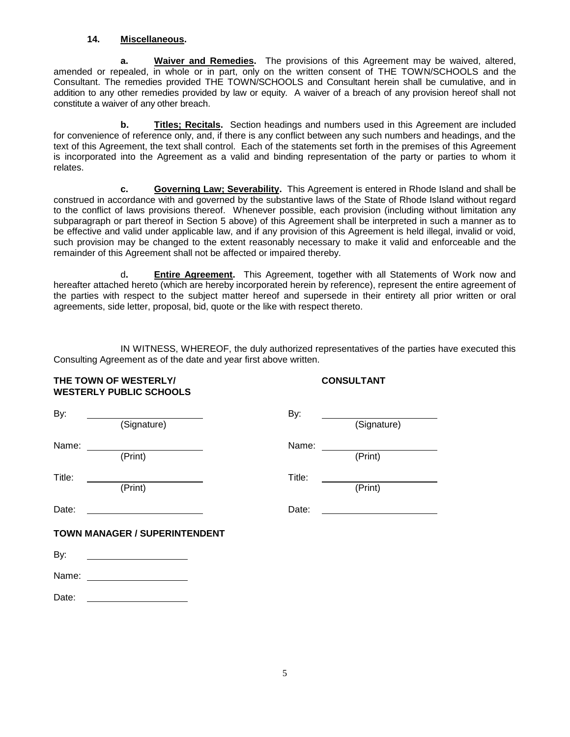**14. Miscellaneous.**

**a. Waiver and Remedies.** The provisions of this Agreement may be waived, altered, amended or repealed, in whole or in part, only on the written consent of THE TOWN/SCHOOLS and the Consultant. The remedies provided THE TOWN/SCHOOLS and Consultant herein shall be cumulative, and in addition to any other remedies provided by law or equity. A waiver of a breach of any provision hereof shall not constitute a waiver of any other breach.

**b. Titles; Recitals.** Section headings and numbers used in this Agreement are included for convenience of reference only, and, if there is any conflict between any such numbers and headings, and the text of this Agreement, the text shall control. Each of the statements set forth in the premises of this Agreement is incorporated into the Agreement as a valid and binding representation of the party or parties to whom it relates.

**c. Governing Law; Severability.** This Agreement is entered in Rhode Island and shall be construed in accordance with and governed by the substantive laws of the State of Rhode Island without regard to the conflict of laws provisions thereof. Whenever possible, each provision (including without limitation any subparagraph or part thereof in Section 5 above) of this Agreement shall be interpreted in such a manner as to be effective and valid under applicable law, and if any provision of this Agreement is held illegal, invalid or void, such provision may be changed to the extent reasonably necessary to make it valid and enforceable and the remainder of this Agreement shall not be affected or impaired thereby.

d**. Entire Agreement.** This Agreement, together with all Statements of Work now and hereafter attached hereto (which are hereby incorporated herein by reference), represent the entire agreement of the parties with respect to the subject matter hereof and supersede in their entirety all prior written or oral agreements, side letter, proposal, bid, quote or the like with respect thereto.

IN WITNESS, WHEREOF, the duly authorized representatives of the parties have executed this Consulting Agreement as of the date and year first above written.

**THE TOWN OF WESTERLY/ WESTERLY PUBLIC SCHOOLS**

By: ______________________
(Signature)

Name: ______________________
(Print)

Title: ______________________
(Print)

Date: ______________________

**CONSULTANT**

By: ______________________
(Signature)

Name: ______________________
(Print)

Title: ______________________
(Print)

Date: ______________________

**TOWN MANAGER / SUPERINTENDENT**

By: ____________________

Name: ____________________

Date: ____________________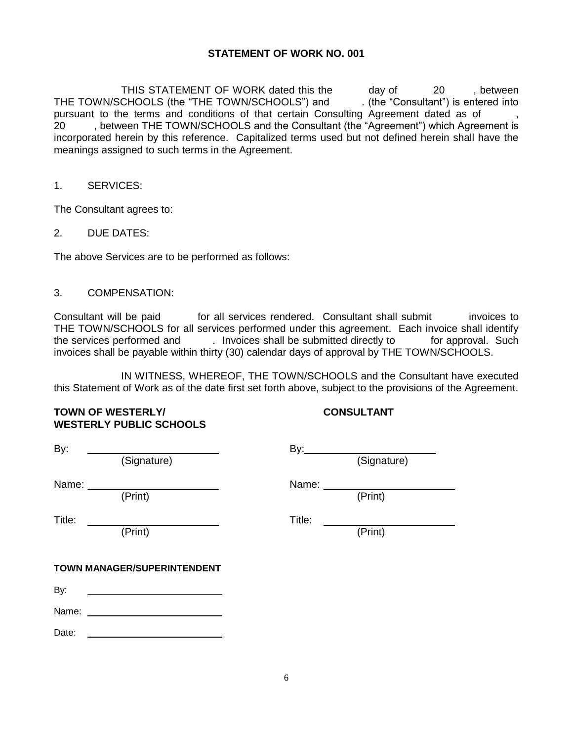**STATEMENT OF WORK NO. 001**

THIS STATEMENT OF WORK dated this the day of 20 , between THE TOWN/SCHOOLS (the "THE TOWN/SCHOOLS") and . (the "Consultant") is entered into pursuant to the terms and conditions of that certain Consulting Agreement dated as of , 20 , between THE TOWN/SCHOOLS and the Consultant (the "Agreement") which Agreement is incorporated herein by this reference. Capitalized terms used but not defined herein shall have the meanings assigned to such terms in the Agreement.

1. SERVICES:

The Consultant agrees to:

2. DUE DATES:

The above Services are to be performed as follows:

3. COMPENSATION:

Consultant will be paid for all services rendered. Consultant shall submit invoices to THE TOWN/SCHOOLS for all services performed under this agreement. Each invoice shall identify the services performed and . Invoices shall be submitted directly to for approval. Such invoices shall be payable within thirty (30) calendar days of approval by THE TOWN/SCHOOLS.

IN WITNESS, WHEREOF, THE TOWN/SCHOOLS and the Consultant have executed this Statement of Work as of the date first set forth above, subject to the provisions of the Agreement.

**TOWN OF WESTERLY/ WESTERLY PUBLIC SCHOOLS**

By: \_\_\_\_\_\_\_\_\_\_\_\_\_\_\_\_\_\_\_\_\_\_
(Signature)

Name: \_\_\_\_\_\_\_\_\_\_\_\_\_\_\_\_\_\_\_\_\_\_
(Print)

Title: \_\_\_\_\_\_\_\_\_\_\_\_\_\_\_\_\_\_\_\_\_\_
(Print)

**CONSULTANT**

By: \_\_\_\_\_\_\_\_\_\_\_\_\_\_\_\_\_\_\_\_\_\_
(Signature)

Name: \_\_\_\_\_\_\_\_\_\_\_\_\_\_\_\_\_\_\_\_\_\_
(Print)

Title: \_\_\_\_\_\_\_\_\_\_\_\_\_\_\_\_\_\_\_\_\_\_
(Print)

**TOWN MANAGER/SUPERINTENDENT**

By: \_\_\_\_\_\_\_\_\_\_\_\_\_\_\_\_\_\_\_\_\_\_

Name: \_\_\_\_\_\_\_\_\_\_\_\_\_\_\_\_\_\_\_\_\_\_

Date: \_\_\_\_\_\_\_\_\_\_\_\_\_\_\_\_\_\_\_\_\_\_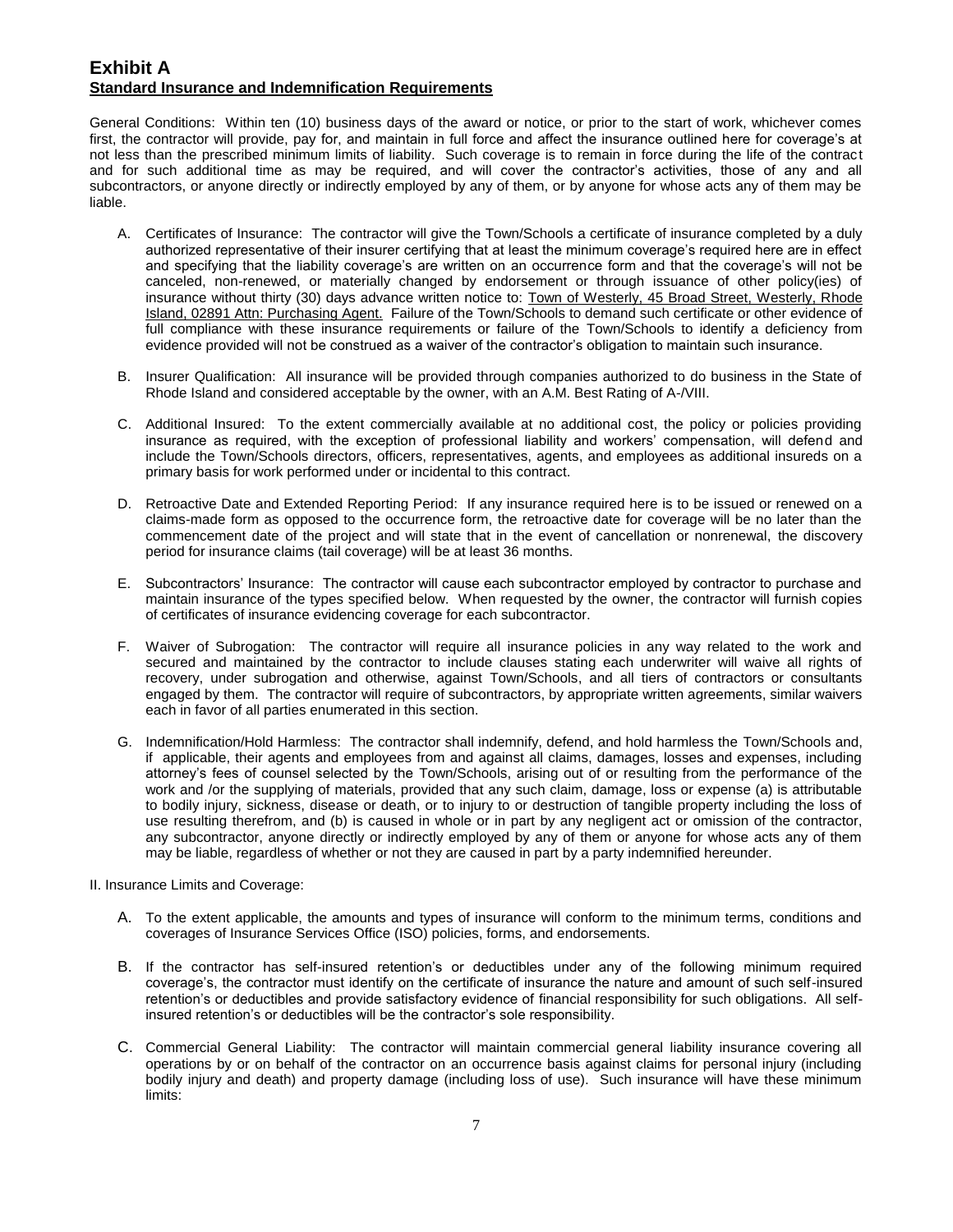# Exhibit A

**Standard Insurance and Indemnification Requirements**

General Conditions: Within ten (10) business days of the award or notice, or prior to the start of work, whichever comes first, the contractor will provide, pay for, and maintain in full force and affect the insurance outlined here for coverage's at not less than the prescribed minimum limits of liability. Such coverage is to remain in force during the life of the contract and for such additional time as may be required, and will cover the contractor's activities, those of any and all subcontractors, or anyone directly or indirectly employed by any of them, or by anyone for whose acts any of them may be liable.

A. Certificates of Insurance: The contractor will give the Town/Schools a certificate of insurance completed by a duly authorized representative of their insurer certifying that at least the minimum coverage's required here are in effect and specifying that the liability coverage's are written on an occurrence form and that the coverage's will not be canceled, non-renewed, or materially changed by endorsement or through issuance of other policy(ies) of insurance without thirty (30) days advance written notice to: Town of Westerly, 45 Broad Street, Westerly, Rhode Island, 02891 Attn: Purchasing Agent. Failure of the Town/Schools to demand such certificate or other evidence of full compliance with these insurance requirements or failure of the Town/Schools to identify a deficiency from evidence provided will not be construed as a waiver of the contractor's obligation to maintain such insurance.

B. Insurer Qualification: All insurance will be provided through companies authorized to do business in the State of Rhode Island and considered acceptable by the owner, with an A.M. Best Rating of A-/VIII.

C. Additional Insured: To the extent commercially available at no additional cost, the policy or policies providing insurance as required, with the exception of professional liability and workers' compensation, will defend and include the Town/Schools directors, officers, representatives, agents, and employees as additional insureds on a primary basis for work performed under or incidental to this contract.

D. Retroactive Date and Extended Reporting Period: If any insurance required here is to be issued or renewed on a claims-made form as opposed to the occurrence form, the retroactive date for coverage will be no later than the commencement date of the project and will state that in the event of cancellation or nonrenewal, the discovery period for insurance claims (tail coverage) will be at least 36 months.

E. Subcontractors' Insurance: The contractor will cause each subcontractor employed by contractor to purchase and maintain insurance of the types specified below. When requested by the owner, the contractor will furnish copies of certificates of insurance evidencing coverage for each subcontractor.

F. Waiver of Subrogation: The contractor will require all insurance policies in any way related to the work and secured and maintained by the contractor to include clauses stating each underwriter will waive all rights of recovery, under subrogation and otherwise, against Town/Schools, and all tiers of contractors or consultants engaged by them. The contractor will require of subcontractors, by appropriate written agreements, similar waivers each in favor of all parties enumerated in this section.

G. Indemnification/Hold Harmless: The contractor shall indemnify, defend, and hold harmless the Town/Schools and, if applicable, their agents and employees from and against all claims, damages, losses and expenses, including attorney's fees of counsel selected by the Town/Schools, arising out of or resulting from the performance of the work and /or the supplying of materials, provided that any such claim, damage, loss or expense (a) is attributable to bodily injury, sickness, disease or death, or to injury to or destruction of tangible property including the loss of use resulting therefrom, and (b) is caused in whole or in part by any negligent act or omission of the contractor, any subcontractor, anyone directly or indirectly employed by any of them or anyone for whose acts any of them may be liable, regardless of whether or not they are caused in part by a party indemnified hereunder.

II. Insurance Limits and Coverage:

A. To the extent applicable, the amounts and types of insurance will conform to the minimum terms, conditions and coverages of Insurance Services Office (ISO) policies, forms, and endorsements.

B. If the contractor has self-insured retention's or deductibles under any of the following minimum required coverage's, the contractor must identify on the certificate of insurance the nature and amount of such self-insured retention's or deductibles and provide satisfactory evidence of financial responsibility for such obligations. All self-insured retention's or deductibles will be the contractor's sole responsibility.

C. Commercial General Liability: The contractor will maintain commercial general liability insurance covering all operations by or on behalf of the contractor on an occurrence basis against claims for personal injury (including bodily injury and death) and property damage (including loss of use). Such insurance will have these minimum limits: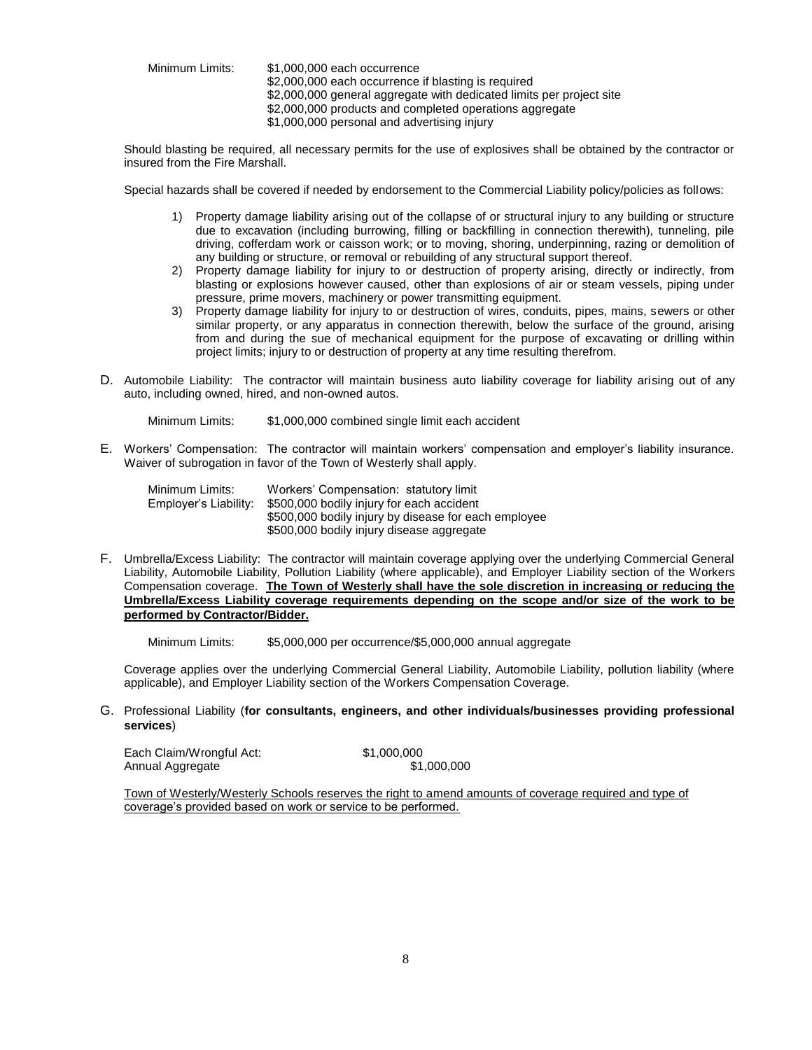Minimum Limits: $1,000,000 each occurrence
$2,000,000 each occurrence if blasting is required
$2,000,000 general aggregate with dedicated limits per project site
$2,000,000 products and completed operations aggregate
$1,000,000 personal and advertising injury

Should blasting be required, all necessary permits for the use of explosives shall be obtained by the contractor or insured from the Fire Marshall.

Special hazards shall be covered if needed by endorsement to the Commercial Liability policy/policies as follows:

1) Property damage liability arising out of the collapse of or structural injury to any building or structure due to excavation (including burrowing, filling or backfilling in connection therewith), tunneling, pile driving, cofferdam work or caisson work; or to moving, shoring, underpinning, razing or demolition of any building or structure, or removal or rebuilding of any structural support thereof.
2) Property damage liability for injury to or destruction of property arising, directly or indirectly, from blasting or explosions however caused, other than explosions of air or steam vessels, piping under pressure, prime movers, machinery or power transmitting equipment.
3) Property damage liability for injury to or destruction of wires, conduits, pipes, mains, sewers or other similar property, or any apparatus in connection therewith, below the surface of the ground, arising from and during the sue of mechanical equipment for the purpose of excavating or drilling within project limits; injury to or destruction of property at any time resulting therefrom.

D. Automobile Liability: The contractor will maintain business auto liability coverage for liability arising out of any auto, including owned, hired, and non-owned autos.

Minimum Limits: $1,000,000 combined single limit each accident

E. Workers' Compensation: The contractor will maintain workers' compensation and employer's liability insurance. Waiver of subrogation in favor of the Town of Westerly shall apply.

Minimum Limits: Workers' Compensation: statutory limit
Employer's Liability: $500,000 bodily injury for each accident
$500,000 bodily injury by disease for each employee
$500,000 bodily injury disease aggregate

F. Umbrella/Excess Liability: The contractor will maintain coverage applying over the underlying Commercial General Liability, Automobile Liability, Pollution Liability (where applicable), and Employer Liability section of the Workers Compensation coverage. **The Town of Westerly shall have the sole discretion in increasing or reducing the Umbrella/Excess Liability coverage requirements depending on the scope and/or size of the work to be performed by Contractor/Bidder.**

Minimum Limits: $5,000,000 per occurrence/$5,000,000 annual aggregate

Coverage applies over the underlying Commercial General Liability, Automobile Liability, pollution liability (where applicable), and Employer Liability section of the Workers Compensation Coverage.

G. Professional Liability (**for consultants, engineers, and other individuals/businesses providing professional services**)

Each Claim/Wrongful Act: $1,000,000
Annual Aggregate $1,000,000

Town of Westerly/Westerly Schools reserves the right to amend amounts of coverage required and type of coverage's provided based on work or service to be performed.